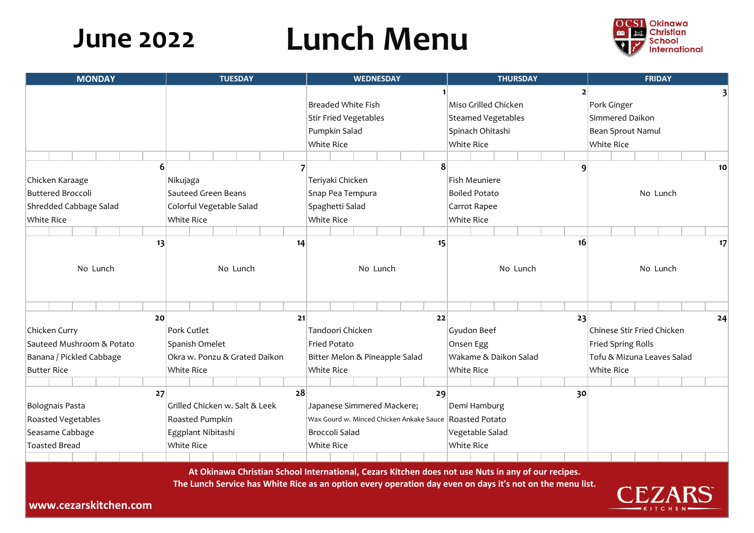# June 2022 Lunch Menu

Okinawa Christian School International

| MONDAY | TUESDAY | WEDNESDAY | THURSDAY | FRIDAY |
|---|---|---|---|---|
| | | 1<br>Breaded White Fish<br>Stir Fried Vegetables<br>Pumpkin Salad<br>White Rice | 2<br>Miso Grilled Chicken<br>Steamed Vegetables<br>Spinach Ohitashi<br>White Rice | 3<br>Pork Ginger<br>Simmered Daikon<br>Bean Sprout Namul<br>White Rice |
| 6<br>Chicken Karaage<br>Buttered Broccoli<br>Shredded Cabbage Salad<br>White Rice | 7<br>Nikujaga<br>Sauteed Green Beans<br>Colorful Vegetable Salad<br>White Rice | 8<br>Teriyaki Chicken<br>Snap Pea Tempura<br>Spaghetti Salad<br>White Rice | 9<br>Fish Meuniere<br>Boiled Potato<br>Carrot Rapee<br>White Rice | 10<br>No Lunch |
| 13<br>No Lunch | 14<br>No Lunch | 15<br>No Lunch | 16<br>No Lunch | 17<br>No Lunch |
| 20<br>Chicken Curry<br>Sauteed Mushroom & Potato<br>Banana / Pickled Cabbage<br>Butter Rice | 21<br>Pork Cutlet<br>Spanish Omelet<br>Okra w. Ponzu & Grated Daikon<br>White Rice | 22<br>Tandoori Chicken<br>Fried Potato<br>Bitter Melon & Pineapple Salad<br>White Rice | 23<br>Gyudon Beef<br>Onsen Egg<br>Wakame & Daikon Salad<br>White Rice | 24<br>Chinese Stir Fried Chicken<br>Fried Spring Rolls<br>Tofu & Mizuna Leaves Salad<br>White Rice |
| 27<br>Bolognais Pasta<br>Roasted Vegetables<br>Seasame Cabbage<br>Toasted Bread | 28<br>Grilled Chicken w. Salt & Leek<br>Roasted Pumpkin<br>Eggplant Nibitashi<br>White Rice | 29<br>Japanese Simmered Mackere;<br>Wax Gourd w. Minced Chicken Ankake Sauce<br>Broccoli Salad<br>White Rice | 30<br>Demi Hamburg<br>Roasted Potato<br>Vegetable Salad<br>White Rice | |

**At Okinawa Christian School International, Cezars Kitchen does not use Nuts in any of our recipes.**
**The Lunch Service has White Rice as an option every operation day even on days it's not on the menu list.**

**www.cezarskitchen.com**

CEZARS KITCHEN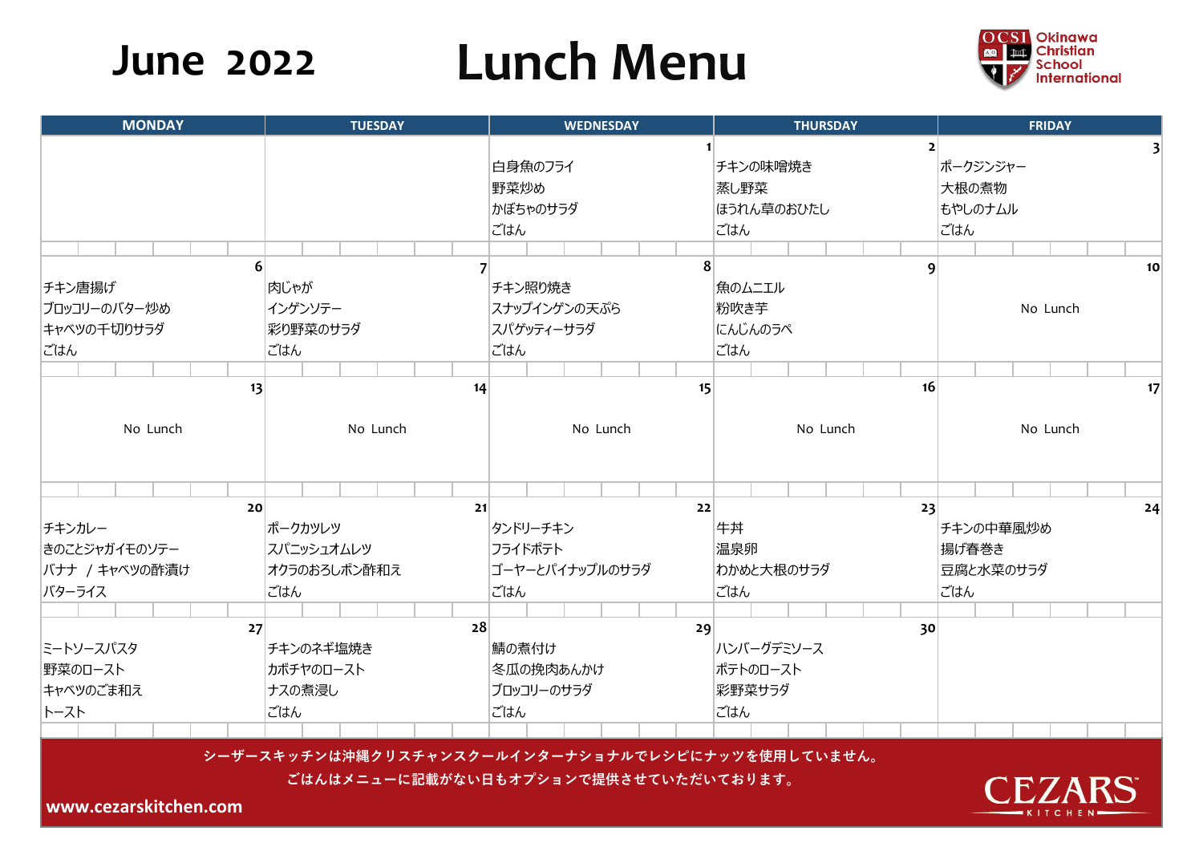# June 2022 Lunch Menu

Okinawa Christian School International

| MONDAY | TUESDAY | WEDNESDAY | THURSDAY | FRIDAY |
|---|---|---|---|---|
| | | 1<br>白身魚のフライ<br>野菜炒め<br>かぼちゃのサラダ<br>ごはん | 2<br>チキンの味噌焼き<br>蒸し野菜<br>ほうれん草のおひたし<br>ごはん | 3<br>ポークジンジャー<br>大根の煮物<br>もやしのナムル<br>ごはん |
| 6<br>チキン唐揚げ<br>ブロッコリーのバター炒め<br>キャベツの千切りサラダ<br>ごはん | 7<br>肉じゃが<br>インゲンソテー<br>彩り野菜のサラダ<br>ごはん | 8<br>チキン照り焼き<br>スナップインゲンの天ぷら<br>スパゲッティーサラダ<br>ごはん | 9<br>魚のムニエル<br>粉吹き芋<br>にんじんのラペ<br>ごはん | 10<br>No Lunch |
| 13<br>No Lunch | 14<br>No Lunch | 15<br>No Lunch | 16<br>No Lunch | 17<br>No Lunch |
| 20<br>チキンカレー<br>きのことジャガイモのソテー<br>バナナ / キャベツの酢漬け<br>バターライス | 21<br>ポークカツレツ<br>スパニッシュオムレツ<br>オクラのおろしポン酢和え<br>ごはん | 22<br>タンドリーチキン<br>フライドポテト<br>ゴーヤーとパイナップルのサラダ<br>ごはん | 23<br>牛丼<br>温泉卵<br>わかめと大根のサラダ<br>ごはん | 24<br>チキンの中華風炒め<br>揚げ春巻き<br>豆腐と水菜のサラダ<br>ごはん |
| 27<br>ミートソースパスタ<br>野菜のロースト<br>キャベツのごま和え<br>トースト | 28<br>チキンのネギ塩焼き<br>カボチヤのロースト<br>ナスの煮浸し<br>ごはん | 29<br>鯖の煮付け<br>冬瓜の挽肉あんかけ<br>ブロッコリーのサラダ<br>ごはん | 30<br>ハンバーグデミソース<br>ポテトのロースト<br>彩野菜サラダ<br>ごはん | |

**シーザースキッチンは沖縄クリスチャンスクールインターナショナルでレシピにナッツを使用していません。**

**ごはんはメニューに記載がない日もオプションで提供させていただいております。**

**www.cezarskitchen.com**

CEZARS KITCHEN